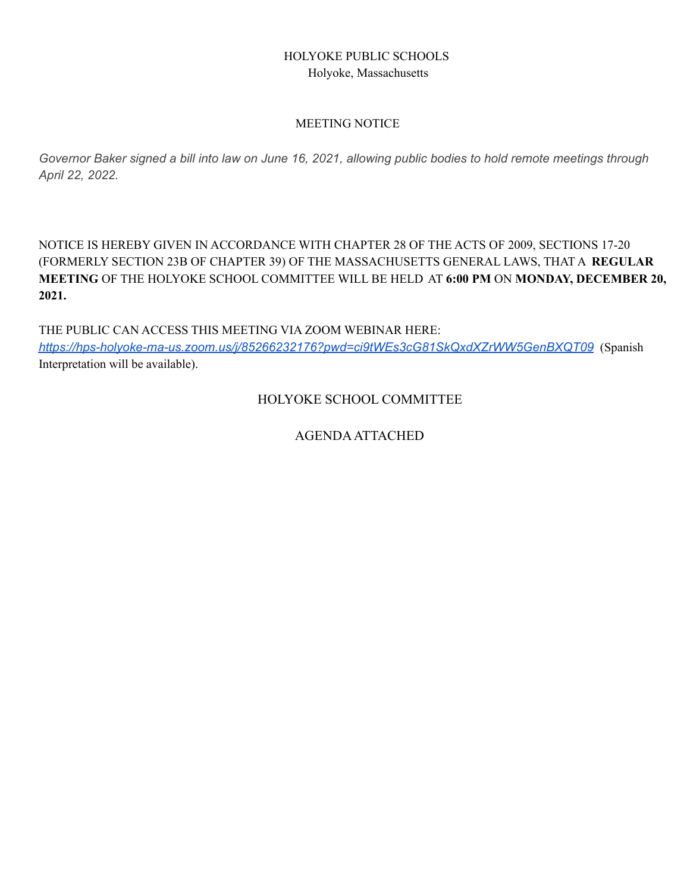HOLYOKE PUBLIC SCHOOLS

Holyoke, Massachusetts

MEETING NOTICE

*Governor Baker signed a bill into law on June 16, 2021, allowing public bodies to hold remote meetings through April 22, 2022.*

NOTICE IS HEREBY GIVEN IN ACCORDANCE WITH CHAPTER 28 OF THE ACTS OF 2009, SECTIONS 17-20 (FORMERLY SECTION 23B OF CHAPTER 39) OF THE MASSACHUSETTS GENERAL LAWS, THAT A **REGULAR MEETING** OF THE HOLYOKE SCHOOL COMMITTEE WILL BE HELD AT **6:00 PM** ON **MONDAY, DECEMBER 20, 2021.**

THE PUBLIC CAN ACCESS THIS MEETING VIA ZOOM WEBINAR HERE: *https://hps-holyoke-ma-us.zoom.us/j/85266232176?pwd=ci9tWEs3cG81SkQxdXZrWW5GenBXQT09* (Spanish Interpretation will be available).

HOLYOKE SCHOOL COMMITTEE

AGENDA ATTACHED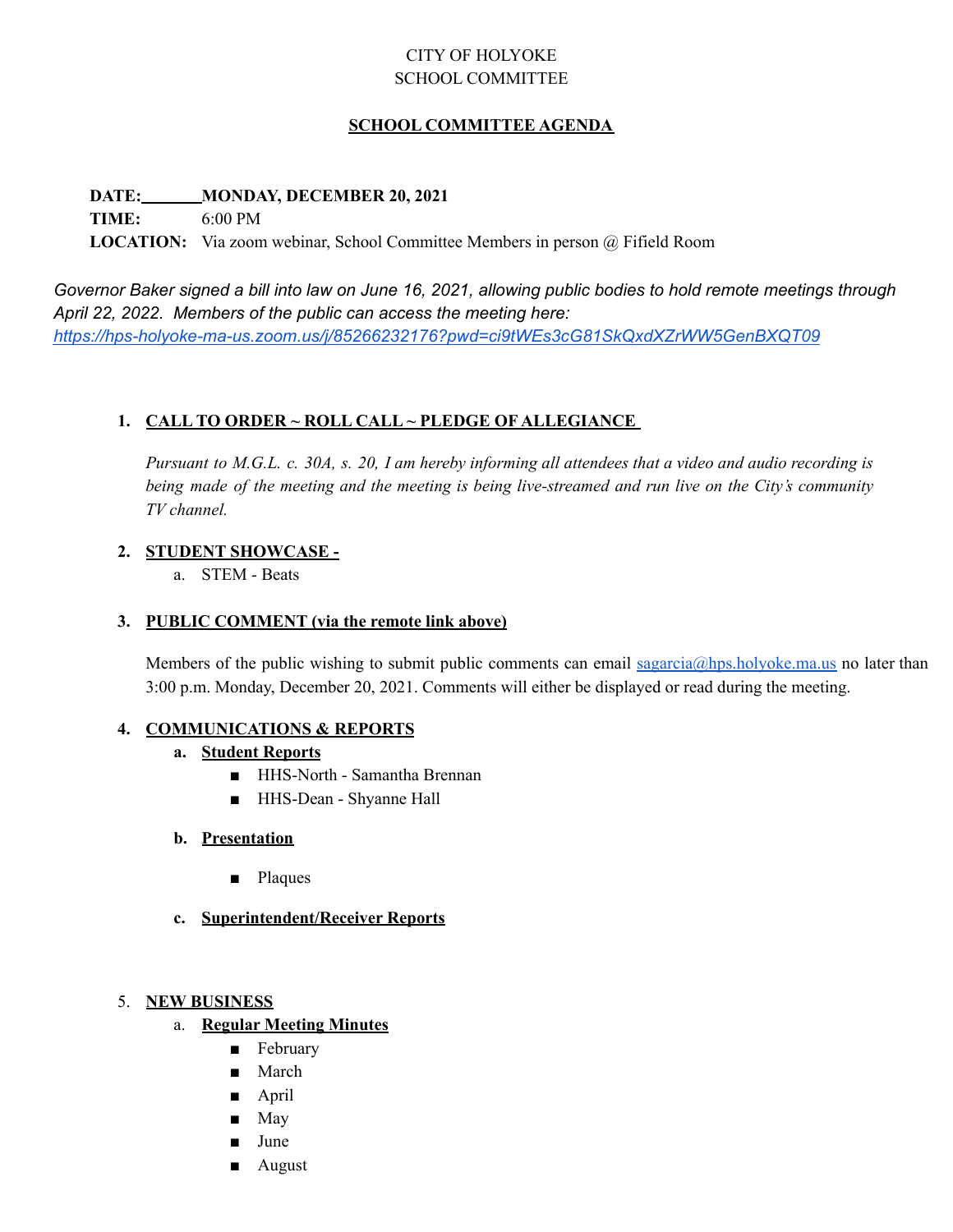CITY OF HOLYOKE
SCHOOL COMMITTEE

**SCHOOL COMMITTEE AGENDA**

**DATE:** **MONDAY, DECEMBER 20, 2021**
**TIME:** 6:00 PM
**LOCATION:** Via zoom webinar, School Committee Members in person @ Fifield Room

*Governor Baker signed a bill into law on June 16, 2021, allowing public bodies to hold remote meetings through April 22, 2022. Members of the public can access the meeting here:* *https://hps-holyoke-ma-us.zoom.us/j/85266232176?pwd=ci9tWEs3cG81SkQxdXZrWW5GenBXQT09*

1. **CALL TO ORDER ~ ROLL CALL ~ PLEDGE OF ALLEGIANCE**

   *Pursuant to M.G.L. c. 30A, s. 20, I am hereby informing all attendees that a video and audio recording is being made of the meeting and the meeting is being live-streamed and run live on the City's community TV channel.*

2. **STUDENT SHOWCASE -**
   a. STEM - Beats

3. **PUBLIC COMMENT (via the remote link above)**

   Members of the public wishing to submit public comments can email sagarcia@hps.holyoke.ma.us no later than 3:00 p.m. Monday, December 20, 2021. Comments will either be displayed or read during the meeting.

4. **COMMUNICATIONS & REPORTS**
   a. **Student Reports**
      - HHS-North - Samantha Brennan
      - HHS-Dean - Shyanne Hall

   b. **Presentation**
      - Plaques

   c. **Superintendent/Receiver Reports**

5. **NEW BUSINESS**
   a. **Regular Meeting Minutes**
      - February
      - March
      - April
      - May
      - June
      - August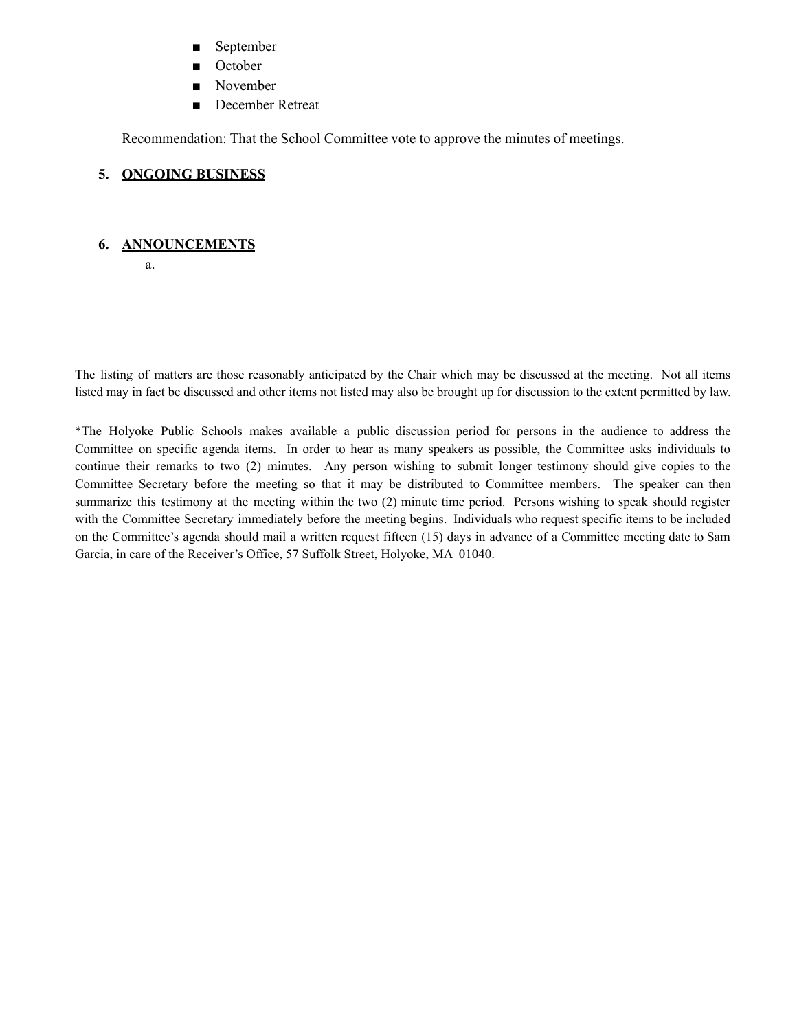- September
- October
- November
- December Retreat

Recommendation: That the School Committee vote to approve the minutes of meetings.

## 5. ONGOING BUSINESS

## 6. ANNOUNCEMENTS

a.

The listing of matters are those reasonably anticipated by the Chair which may be discussed at the meeting. Not all items listed may in fact be discussed and other items not listed may also be brought up for discussion to the extent permitted by law.

*The Holyoke Public Schools makes available a public discussion period for persons in the audience to address the Committee on specific agenda items. In order to hear as many speakers as possible, the Committee asks individuals to continue their remarks to two (2) minutes. Any person wishing to submit longer testimony should give copies to the Committee Secretary before the meeting so that it may be distributed to Committee members. The speaker can then summarize this testimony at the meeting within the two (2) minute time period. Persons wishing to speak should register with the Committee Secretary immediately before the meeting begins. Individuals who request specific items to be included on the Committee's agenda should mail a written request fifteen (15) days in advance of a Committee meeting date to Sam Garcia, in care of the Receiver's Office, 57 Suffolk Street, Holyoke, MA 01040.